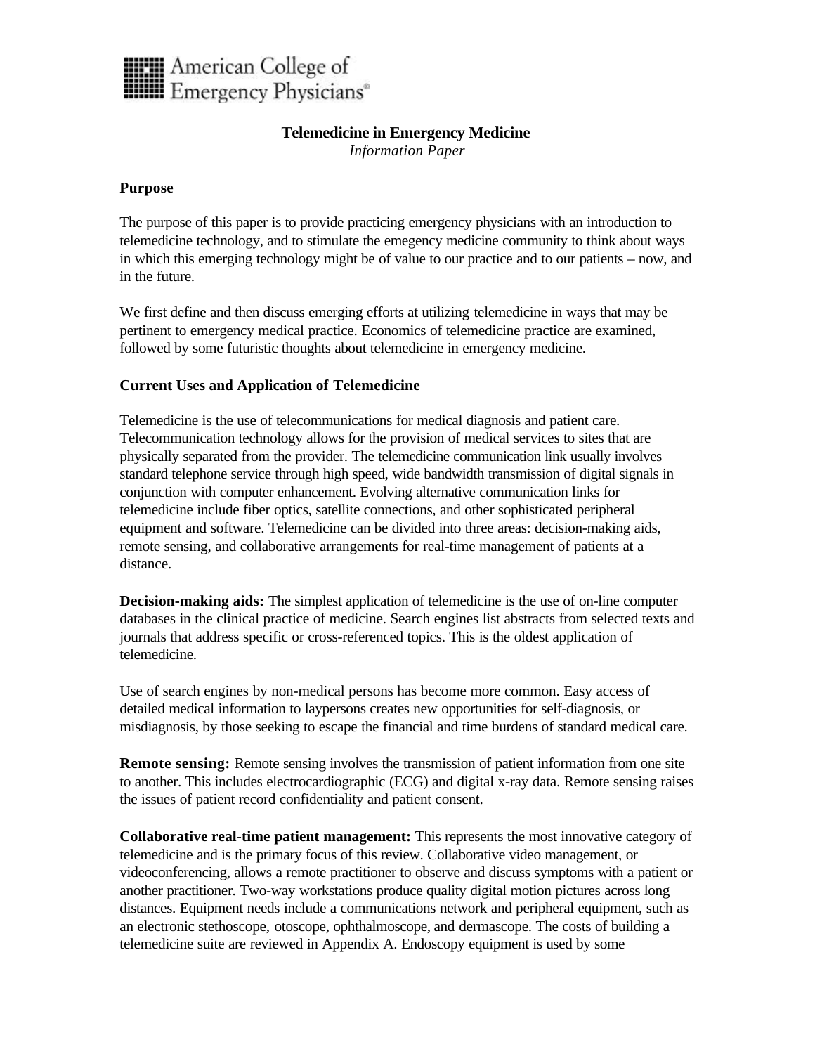American College of Emergency Physicians®

# Telemedicine in Emergency Medicine

*Information Paper*

## Purpose

The purpose of this paper is to provide practicing emergency physicians with an introduction to telemedicine technology, and to stimulate the emegency medicine community to think about ways in which this emerging technology might be of value to our practice and to our patients – now, and in the future.

We first define and then discuss emerging efforts at utilizing telemedicine in ways that may be pertinent to emergency medical practice. Economics of telemedicine practice are examined, followed by some futuristic thoughts about telemedicine in emergency medicine.

## Current Uses and Application of Telemedicine

Telemedicine is the use of telecommunications for medical diagnosis and patient care. Telecommunication technology allows for the provision of medical services to sites that are physically separated from the provider. The telemedicine communication link usually involves standard telephone service through high speed, wide bandwidth transmission of digital signals in conjunction with computer enhancement. Evolving alternative communication links for telemedicine include fiber optics, satellite connections, and other sophisticated peripheral equipment and software. Telemedicine can be divided into three areas: decision-making aids, remote sensing, and collaborative arrangements for real-time management of patients at a distance.

**Decision-making aids:** The simplest application of telemedicine is the use of on-line computer databases in the clinical practice of medicine. Search engines list abstracts from selected texts and journals that address specific or cross-referenced topics. This is the oldest application of telemedicine.

Use of search engines by non-medical persons has become more common. Easy access of detailed medical information to laypersons creates new opportunities for self-diagnosis, or misdiagnosis, by those seeking to escape the financial and time burdens of standard medical care.

**Remote sensing:** Remote sensing involves the transmission of patient information from one site to another. This includes electrocardiographic (ECG) and digital x-ray data. Remote sensing raises the issues of patient record confidentiality and patient consent.

**Collaborative real-time patient management:** This represents the most innovative category of telemedicine and is the primary focus of this review. Collaborative video management, or videoconferencing, allows a remote practitioner to observe and discuss symptoms with a patient or another practitioner. Two-way workstations produce quality digital motion pictures across long distances. Equipment needs include a communications network and peripheral equipment, such as an electronic stethoscope, otoscope, ophthalmoscope, and dermascope. The costs of building a telemedicine suite are reviewed in Appendix A. Endoscopy equipment is used by some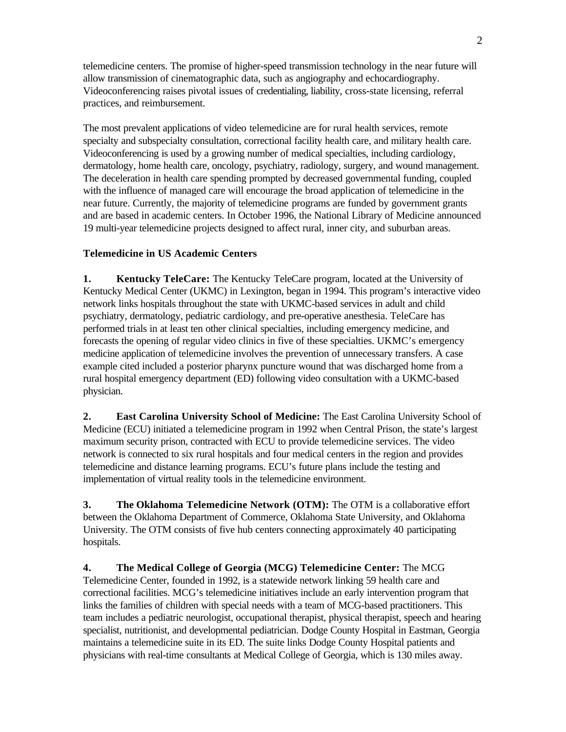telemedicine centers. The promise of higher-speed transmission technology in the near future will allow transmission of cinematographic data, such as angiography and echocardiography. Videoconferencing raises pivotal issues of credentialing, liability, cross-state licensing, referral practices, and reimbursement.

The most prevalent applications of video telemedicine are for rural health services, remote specialty and subspecialty consultation, correctional facility health care, and military health care. Videoconferencing is used by a growing number of medical specialties, including cardiology, dermatology, home health care, oncology, psychiatry, radiology, surgery, and wound management. The deceleration in health care spending prompted by decreased governmental funding, coupled with the influence of managed care will encourage the broad application of telemedicine in the near future. Currently, the majority of telemedicine programs are funded by government grants and are based in academic centers. In October 1996, the National Library of Medicine announced 19 multi-year telemedicine projects designed to affect rural, inner city, and suburban areas.

**Telemedicine in US Academic Centers**

**1. Kentucky TeleCare:** The Kentucky TeleCare program, located at the University of Kentucky Medical Center (UKMC) in Lexington, began in 1994. This program's interactive video network links hospitals throughout the state with UKMC-based services in adult and child psychiatry, dermatology, pediatric cardiology, and pre-operative anesthesia. TeleCare has performed trials in at least ten other clinical specialties, including emergency medicine, and forecasts the opening of regular video clinics in five of these specialties. UKMC's emergency medicine application of telemedicine involves the prevention of unnecessary transfers. A case example cited included a posterior pharynx puncture wound that was discharged home from a rural hospital emergency department (ED) following video consultation with a UKMC-based physician.

**2. East Carolina University School of Medicine:** The East Carolina University School of Medicine (ECU) initiated a telemedicine program in 1992 when Central Prison, the state's largest maximum security prison, contracted with ECU to provide telemedicine services. The video network is connected to six rural hospitals and four medical centers in the region and provides telemedicine and distance learning programs. ECU's future plans include the testing and implementation of virtual reality tools in the telemedicine environment.

**3. The Oklahoma Telemedicine Network (OTM):** The OTM is a collaborative effort between the Oklahoma Department of Commerce, Oklahoma State University, and Oklahoma University. The OTM consists of five hub centers connecting approximately 40 participating hospitals.

**4. The Medical College of Georgia (MCG) Telemedicine Center:** The MCG Telemedicine Center, founded in 1992, is a statewide network linking 59 health care and correctional facilities. MCG's telemedicine initiatives include an early intervention program that links the families of children with special needs with a team of MCG-based practitioners. This team includes a pediatric neurologist, occupational therapist, physical therapist, speech and hearing specialist, nutritionist, and developmental pediatrician. Dodge County Hospital in Eastman, Georgia maintains a telemedicine suite in its ED. The suite links Dodge County Hospital patients and physicians with real-time consultants at Medical College of Georgia, which is 130 miles away.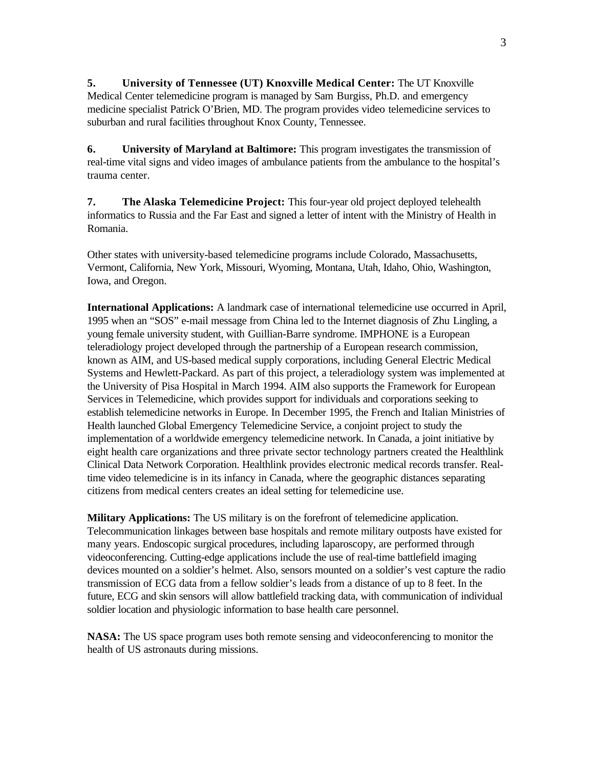**5. University of Tennessee (UT) Knoxville Medical Center:** The UT Knoxville Medical Center telemedicine program is managed by Sam Burgiss, Ph.D. and emergency medicine specialist Patrick O'Brien, MD. The program provides video telemedicine services to suburban and rural facilities throughout Knox County, Tennessee.

**6. University of Maryland at Baltimore:** This program investigates the transmission of real-time vital signs and video images of ambulance patients from the ambulance to the hospital's trauma center.

**7. The Alaska Telemedicine Project:** This four-year old project deployed telehealth informatics to Russia and the Far East and signed a letter of intent with the Ministry of Health in Romania.

Other states with university-based telemedicine programs include Colorado, Massachusetts, Vermont, California, New York, Missouri, Wyoming, Montana, Utah, Idaho, Ohio, Washington, Iowa, and Oregon.

**International Applications:** A landmark case of international telemedicine use occurred in April, 1995 when an "SOS" e-mail message from China led to the Internet diagnosis of Zhu Lingling, a young female university student, with Guillian-Barre syndrome. IMPHONE is a European teleradiology project developed through the partnership of a European research commission, known as AIM, and US-based medical supply corporations, including General Electric Medical Systems and Hewlett-Packard. As part of this project, a teleradiology system was implemented at the University of Pisa Hospital in March 1994. AIM also supports the Framework for European Services in Telemedicine, which provides support for individuals and corporations seeking to establish telemedicine networks in Europe. In December 1995, the French and Italian Ministries of Health launched Global Emergency Telemedicine Service, a conjoint project to study the implementation of a worldwide emergency telemedicine network. In Canada, a joint initiative by eight health care organizations and three private sector technology partners created the Healthlink Clinical Data Network Corporation. Healthlink provides electronic medical records transfer. Real-time video telemedicine is in its infancy in Canada, where the geographic distances separating citizens from medical centers creates an ideal setting for telemedicine use.

**Military Applications:** The US military is on the forefront of telemedicine application. Telecommunication linkages between base hospitals and remote military outposts have existed for many years. Endoscopic surgical procedures, including laparoscopy, are performed through videoconferencing. Cutting-edge applications include the use of real-time battlefield imaging devices mounted on a soldier's helmet. Also, sensors mounted on a soldier's vest capture the radio transmission of ECG data from a fellow soldier's leads from a distance of up to 8 feet. In the future, ECG and skin sensors will allow battlefield tracking data, with communication of individual soldier location and physiologic information to base health care personnel.

**NASA:** The US space program uses both remote sensing and videoconferencing to monitor the health of US astronauts during missions.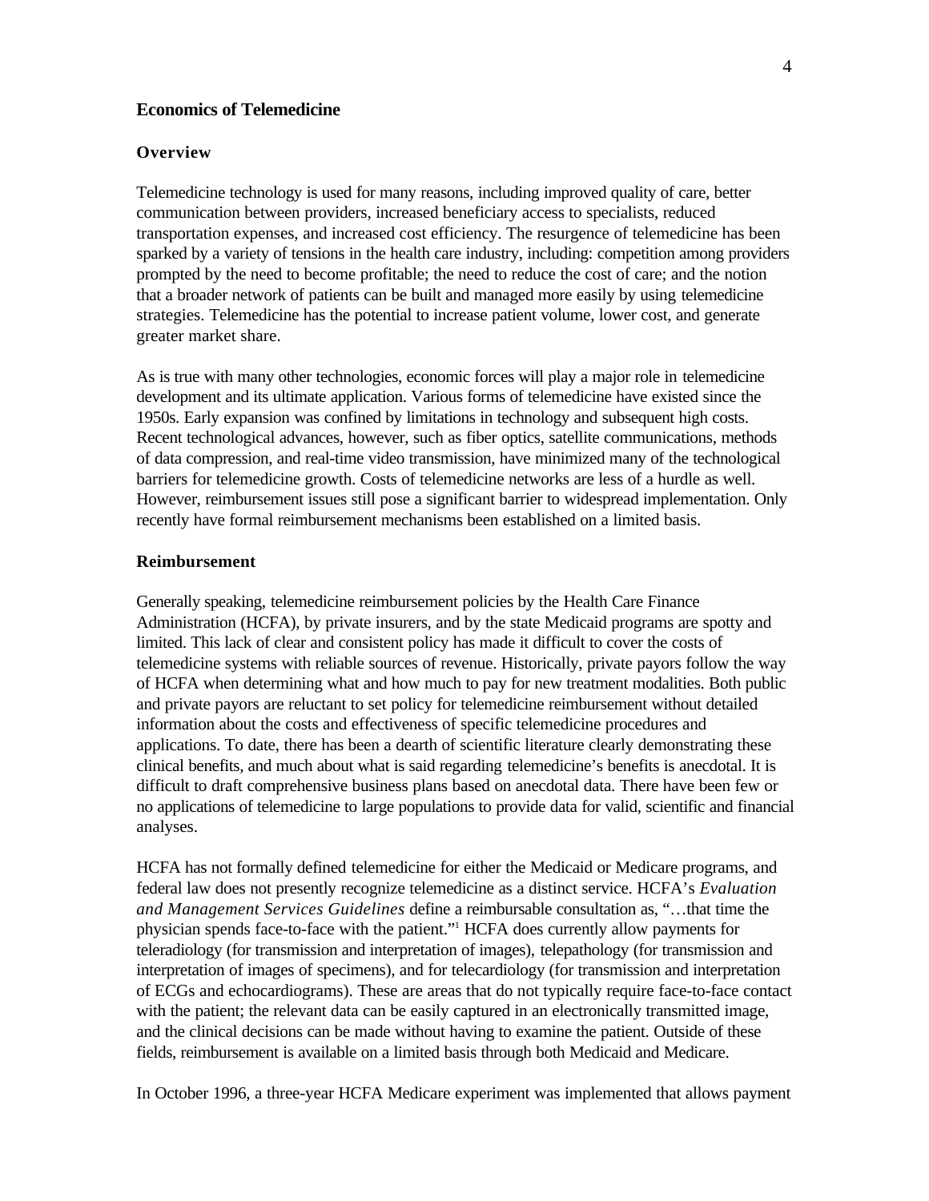## Economics of Telemedicine

### Overview

Telemedicine technology is used for many reasons, including improved quality of care, better communication between providers, increased beneficiary access to specialists, reduced transportation expenses, and increased cost efficiency. The resurgence of telemedicine has been sparked by a variety of tensions in the health care industry, including: competition among providers prompted by the need to become profitable; the need to reduce the cost of care; and the notion that a broader network of patients can be built and managed more easily by using telemedicine strategies. Telemedicine has the potential to increase patient volume, lower cost, and generate greater market share.

As is true with many other technologies, economic forces will play a major role in telemedicine development and its ultimate application. Various forms of telemedicine have existed since the 1950s. Early expansion was confined by limitations in technology and subsequent high costs. Recent technological advances, however, such as fiber optics, satellite communications, methods of data compression, and real-time video transmission, have minimized many of the technological barriers for telemedicine growth. Costs of telemedicine networks are less of a hurdle as well. However, reimbursement issues still pose a significant barrier to widespread implementation. Only recently have formal reimbursement mechanisms been established on a limited basis.

### Reimbursement

Generally speaking, telemedicine reimbursement policies by the Health Care Finance Administration (HCFA), by private insurers, and by the state Medicaid programs are spotty and limited. This lack of clear and consistent policy has made it difficult to cover the costs of telemedicine systems with reliable sources of revenue. Historically, private payors follow the way of HCFA when determining what and how much to pay for new treatment modalities. Both public and private payors are reluctant to set policy for telemedicine reimbursement without detailed information about the costs and effectiveness of specific telemedicine procedures and applications. To date, there has been a dearth of scientific literature clearly demonstrating these clinical benefits, and much about what is said regarding telemedicine's benefits is anecdotal. It is difficult to draft comprehensive business plans based on anecdotal data. There have been few or no applications of telemedicine to large populations to provide data for valid, scientific and financial analyses.

HCFA has not formally defined telemedicine for either the Medicaid or Medicare programs, and federal law does not presently recognize telemedicine as a distinct service. HCFA's *Evaluation and Management Services Guidelines* define a reimbursable consultation as, "…that time the physician spends face-to-face with the patient."[1] HCFA does currently allow payments for teleradiology (for transmission and interpretation of images), telepathology (for transmission and interpretation of images of specimens), and for telecardiology (for transmission and interpretation of ECGs and echocardiograms). These are areas that do not typically require face-to-face contact with the patient; the relevant data can be easily captured in an electronically transmitted image, and the clinical decisions can be made without having to examine the patient. Outside of these fields, reimbursement is available on a limited basis through both Medicaid and Medicare.

In October 1996, a three-year HCFA Medicare experiment was implemented that allows payment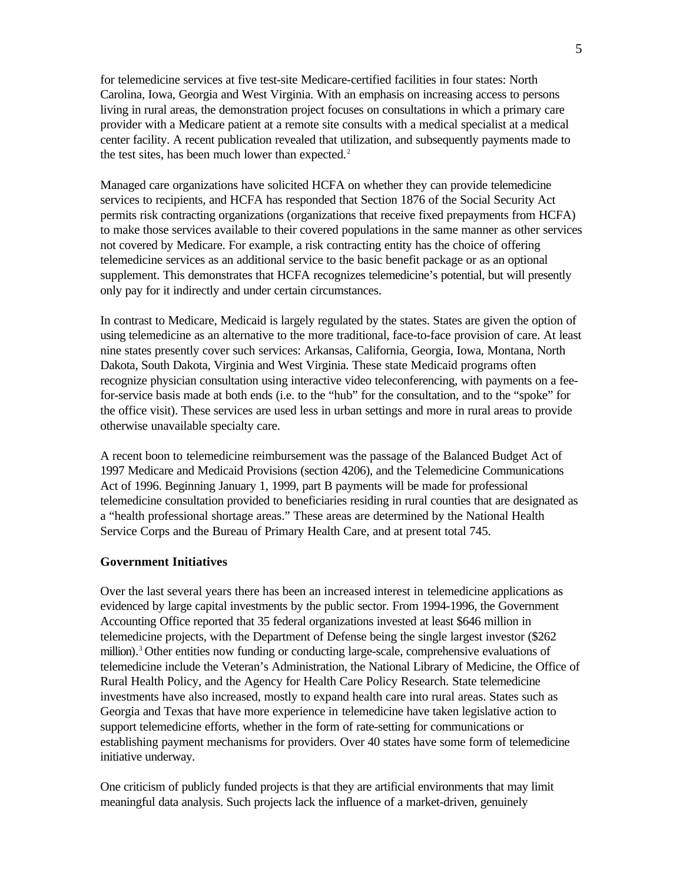for telemedicine services at five test-site Medicare-certified facilities in four states: North Carolina, Iowa, Georgia and West Virginia. With an emphasis on increasing access to persons living in rural areas, the demonstration project focuses on consultations in which a primary care provider with a Medicare patient at a remote site consults with a medical specialist at a medical center facility. A recent publication revealed that utilization, and subsequently payments made to the test sites, has been much lower than expected.[2]

Managed care organizations have solicited HCFA on whether they can provide telemedicine services to recipients, and HCFA has responded that Section 1876 of the Social Security Act permits risk contracting organizations (organizations that receive fixed prepayments from HCFA) to make those services available to their covered populations in the same manner as other services not covered by Medicare. For example, a risk contracting entity has the choice of offering telemedicine services as an additional service to the basic benefit package or as an optional supplement. This demonstrates that HCFA recognizes telemedicine's potential, but will presently only pay for it indirectly and under certain circumstances.

In contrast to Medicare, Medicaid is largely regulated by the states. States are given the option of using telemedicine as an alternative to the more traditional, face-to-face provision of care. At least nine states presently cover such services: Arkansas, California, Georgia, Iowa, Montana, North Dakota, South Dakota, Virginia and West Virginia. These state Medicaid programs often recognize physician consultation using interactive video teleconferencing, with payments on a fee-for-service basis made at both ends (i.e. to the "hub" for the consultation, and to the "spoke" for the office visit). These services are used less in urban settings and more in rural areas to provide otherwise unavailable specialty care.

A recent boon to telemedicine reimbursement was the passage of the Balanced Budget Act of 1997 Medicare and Medicaid Provisions (section 4206), and the Telemedicine Communications Act of 1996. Beginning January 1, 1999, part B payments will be made for professional telemedicine consultation provided to beneficiaries residing in rural counties that are designated as a "health professional shortage areas." These areas are determined by the National Health Service Corps and the Bureau of Primary Health Care, and at present total 745.

**Government Initiatives**

Over the last several years there has been an increased interest in telemedicine applications as evidenced by large capital investments by the public sector. From 1994-1996, the Government Accounting Office reported that 35 federal organizations invested at least $646 million in telemedicine projects, with the Department of Defense being the single largest investor ($262 million).[3] Other entities now funding or conducting large-scale, comprehensive evaluations of telemedicine include the Veteran's Administration, the National Library of Medicine, the Office of Rural Health Policy, and the Agency for Health Care Policy Research. State telemedicine investments have also increased, mostly to expand health care into rural areas. States such as Georgia and Texas that have more experience in telemedicine have taken legislative action to support telemedicine efforts, whether in the form of rate-setting for communications or establishing payment mechanisms for providers. Over 40 states have some form of telemedicine initiative underway.

One criticism of publicly funded projects is that they are artificial environments that may limit meaningful data analysis. Such projects lack the influence of a market-driven, genuinely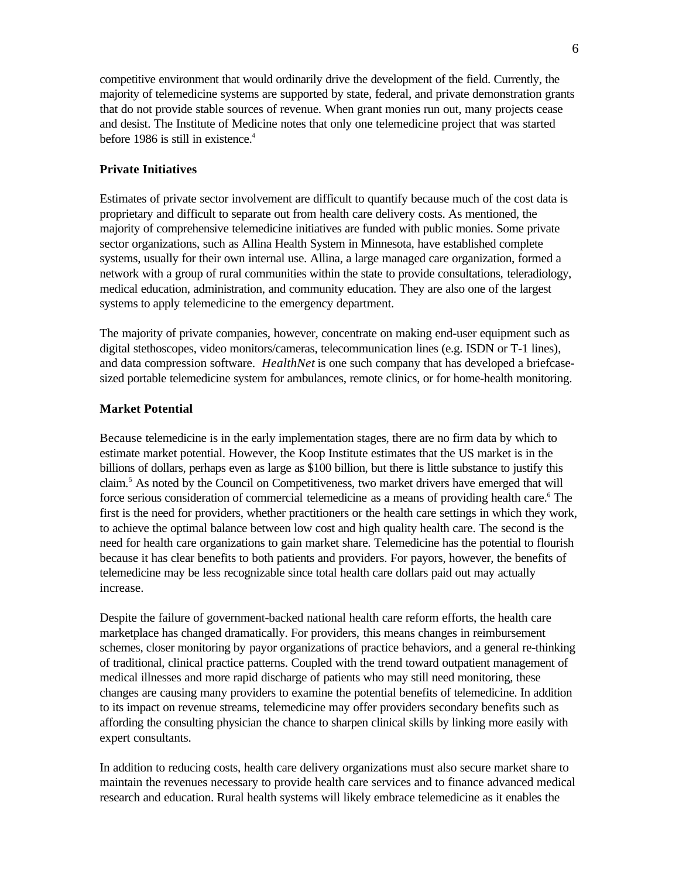competitive environment that would ordinarily drive the development of the field. Currently, the majority of telemedicine systems are supported by state, federal, and private demonstration grants that do not provide stable sources of revenue. When grant monies run out, many projects cease and desist. The Institute of Medicine notes that only one telemedicine project that was started before 1986 is still in existence.[4]

### Private Initiatives

Estimates of private sector involvement are difficult to quantify because much of the cost data is proprietary and difficult to separate out from health care delivery costs. As mentioned, the majority of comprehensive telemedicine initiatives are funded with public monies. Some private sector organizations, such as Allina Health System in Minnesota, have established complete systems, usually for their own internal use. Allina, a large managed care organization, formed a network with a group of rural communities within the state to provide consultations, teleradiology, medical education, administration, and community education. They are also one of the largest systems to apply telemedicine to the emergency department.

The majority of private companies, however, concentrate on making end-user equipment such as digital stethoscopes, video monitors/cameras, telecommunication lines (e.g. ISDN or T-1 lines), and data compression software. *HealthNet* is one such company that has developed a briefcase-sized portable telemedicine system for ambulances, remote clinics, or for home-health monitoring.

### Market Potential

Because telemedicine is in the early implementation stages, there are no firm data by which to estimate market potential. However, the Koop Institute estimates that the US market is in the billions of dollars, perhaps even as large as $100 billion, but there is little substance to justify this claim.[5] As noted by the Council on Competitiveness, two market drivers have emerged that will force serious consideration of commercial telemedicine as a means of providing health care.[6] The first is the need for providers, whether practitioners or the health care settings in which they work, to achieve the optimal balance between low cost and high quality health care. The second is the need for health care organizations to gain market share. Telemedicine has the potential to flourish because it has clear benefits to both patients and providers. For payors, however, the benefits of telemedicine may be less recognizable since total health care dollars paid out may actually increase.

Despite the failure of government-backed national health care reform efforts, the health care marketplace has changed dramatically. For providers, this means changes in reimbursement schemes, closer monitoring by payor organizations of practice behaviors, and a general re-thinking of traditional, clinical practice patterns. Coupled with the trend toward outpatient management of medical illnesses and more rapid discharge of patients who may still need monitoring, these changes are causing many providers to examine the potential benefits of telemedicine. In addition to its impact on revenue streams, telemedicine may offer providers secondary benefits such as affording the consulting physician the chance to sharpen clinical skills by linking more easily with expert consultants.

In addition to reducing costs, health care delivery organizations must also secure market share to maintain the revenues necessary to provide health care services and to finance advanced medical research and education. Rural health systems will likely embrace telemedicine as it enables the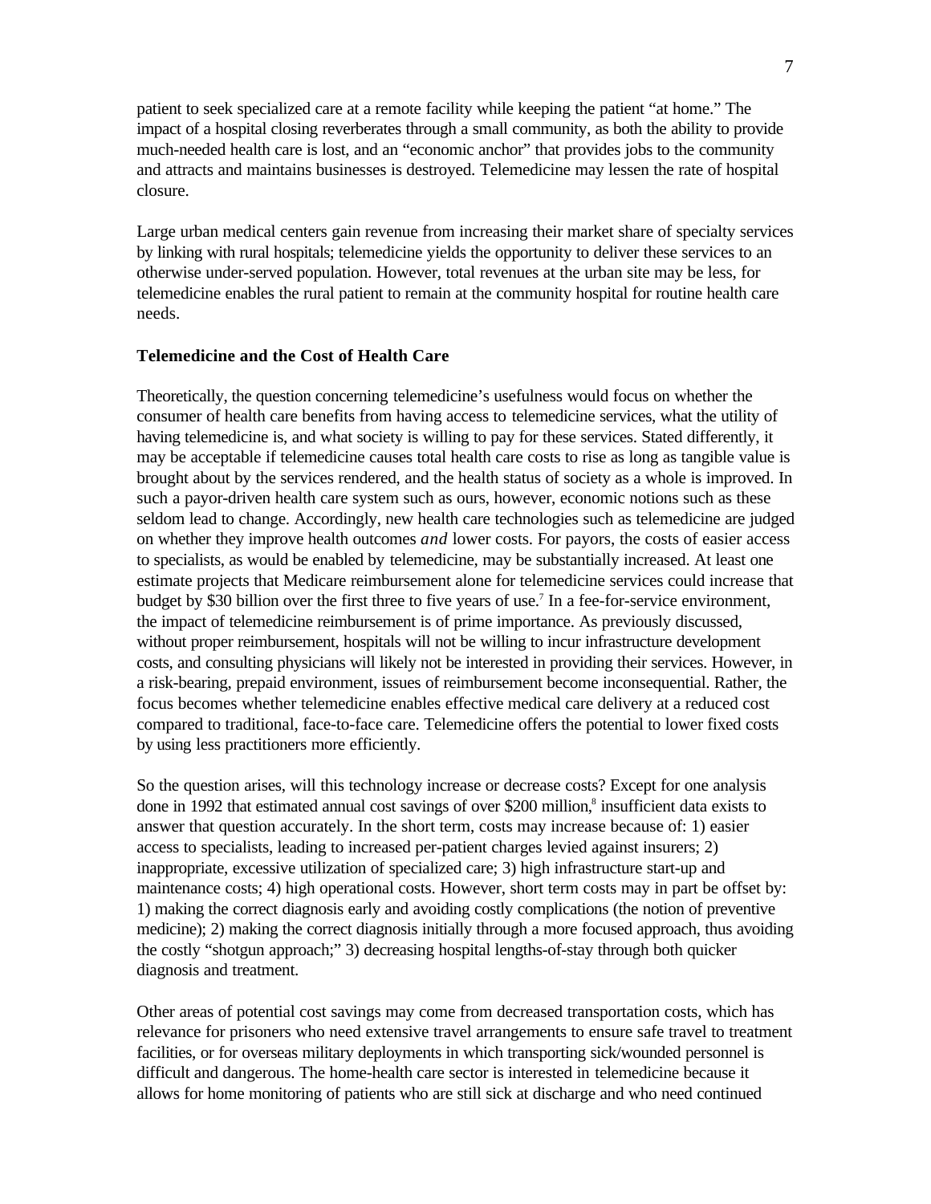patient to seek specialized care at a remote facility while keeping the patient "at home." The impact of a hospital closing reverberates through a small community, as both the ability to provide much-needed health care is lost, and an "economic anchor" that provides jobs to the community and attracts and maintains businesses is destroyed. Telemedicine may lessen the rate of hospital closure.

Large urban medical centers gain revenue from increasing their market share of specialty services by linking with rural hospitals; telemedicine yields the opportunity to deliver these services to an otherwise under-served population. However, total revenues at the urban site may be less, for telemedicine enables the rural patient to remain at the community hospital for routine health care needs.

**Telemedicine and the Cost of Health Care**

Theoretically, the question concerning telemedicine's usefulness would focus on whether the consumer of health care benefits from having access to telemedicine services, what the utility of having telemedicine is, and what society is willing to pay for these services. Stated differently, it may be acceptable if telemedicine causes total health care costs to rise as long as tangible value is brought about by the services rendered, and the health status of society as a whole is improved. In such a payor-driven health care system such as ours, however, economic notions such as these seldom lead to change. Accordingly, new health care technologies such as telemedicine are judged on whether they improve health outcomes *and* lower costs. For payors, the costs of easier access to specialists, as would be enabled by telemedicine, may be substantially increased. At least one estimate projects that Medicare reimbursement alone for telemedicine services could increase that budget by $30 billion over the first three to five years of use.[7] In a fee-for-service environment, the impact of telemedicine reimbursement is of prime importance. As previously discussed, without proper reimbursement, hospitals will not be willing to incur infrastructure development costs, and consulting physicians will likely not be interested in providing their services. However, in a risk-bearing, prepaid environment, issues of reimbursement become inconsequential. Rather, the focus becomes whether telemedicine enables effective medical care delivery at a reduced cost compared to traditional, face-to-face care. Telemedicine offers the potential to lower fixed costs by using less practitioners more efficiently.

So the question arises, will this technology increase or decrease costs? Except for one analysis done in 1992 that estimated annual cost savings of over $200 million,[8] insufficient data exists to answer that question accurately. In the short term, costs may increase because of: 1) easier access to specialists, leading to increased per-patient charges levied against insurers; 2) inappropriate, excessive utilization of specialized care; 3) high infrastructure start-up and maintenance costs; 4) high operational costs. However, short term costs may in part be offset by: 1) making the correct diagnosis early and avoiding costly complications (the notion of preventive medicine); 2) making the correct diagnosis initially through a more focused approach, thus avoiding the costly "shotgun approach;" 3) decreasing hospital lengths-of-stay through both quicker diagnosis and treatment.

Other areas of potential cost savings may come from decreased transportation costs, which has relevance for prisoners who need extensive travel arrangements to ensure safe travel to treatment facilities, or for overseas military deployments in which transporting sick/wounded personnel is difficult and dangerous. The home-health care sector is interested in telemedicine because it allows for home monitoring of patients who are still sick at discharge and who need continued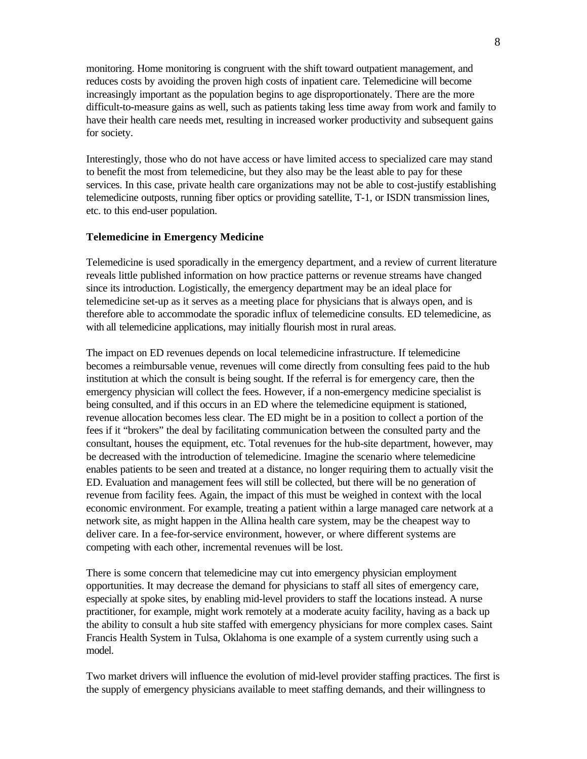monitoring. Home monitoring is congruent with the shift toward outpatient management, and reduces costs by avoiding the proven high costs of inpatient care. Telemedicine will become increasingly important as the population begins to age disproportionately. There are the more difficult-to-measure gains as well, such as patients taking less time away from work and family to have their health care needs met, resulting in increased worker productivity and subsequent gains for society.

Interestingly, those who do not have access or have limited access to specialized care may stand to benefit the most from telemedicine, but they also may be the least able to pay for these services. In this case, private health care organizations may not be able to cost-justify establishing telemedicine outposts, running fiber optics or providing satellite, T-1, or ISDN transmission lines, etc. to this end-user population.

### Telemedicine in Emergency Medicine

Telemedicine is used sporadically in the emergency department, and a review of current literature reveals little published information on how practice patterns or revenue streams have changed since its introduction. Logistically, the emergency department may be an ideal place for telemedicine set-up as it serves as a meeting place for physicians that is always open, and is therefore able to accommodate the sporadic influx of telemedicine consults. ED telemedicine, as with all telemedicine applications, may initially flourish most in rural areas.

The impact on ED revenues depends on local telemedicine infrastructure. If telemedicine becomes a reimbursable venue, revenues will come directly from consulting fees paid to the hub institution at which the consult is being sought. If the referral is for emergency care, then the emergency physician will collect the fees. However, if a non-emergency medicine specialist is being consulted, and if this occurs in an ED where the telemedicine equipment is stationed, revenue allocation becomes less clear. The ED might be in a position to collect a portion of the fees if it "brokers" the deal by facilitating communication between the consulted party and the consultant, houses the equipment, etc. Total revenues for the hub-site department, however, may be decreased with the introduction of telemedicine. Imagine the scenario where telemedicine enables patients to be seen and treated at a distance, no longer requiring them to actually visit the ED. Evaluation and management fees will still be collected, but there will be no generation of revenue from facility fees. Again, the impact of this must be weighed in context with the local economic environment. For example, treating a patient within a large managed care network at a network site, as might happen in the Allina health care system, may be the cheapest way to deliver care. In a fee-for-service environment, however, or where different systems are competing with each other, incremental revenues will be lost.

There is some concern that telemedicine may cut into emergency physician employment opportunities. It may decrease the demand for physicians to staff all sites of emergency care, especially at spoke sites, by enabling mid-level providers to staff the locations instead. A nurse practitioner, for example, might work remotely at a moderate acuity facility, having as a back up the ability to consult a hub site staffed with emergency physicians for more complex cases. Saint Francis Health System in Tulsa, Oklahoma is one example of a system currently using such a model.

Two market drivers will influence the evolution of mid-level provider staffing practices. The first is the supply of emergency physicians available to meet staffing demands, and their willingness to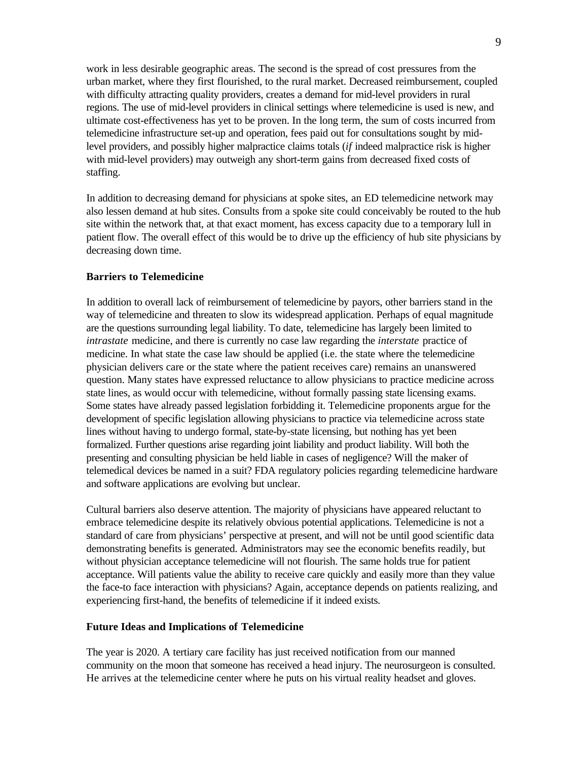work in less desirable geographic areas. The second is the spread of cost pressures from the urban market, where they first flourished, to the rural market. Decreased reimbursement, coupled with difficulty attracting quality providers, creates a demand for mid-level providers in rural regions. The use of mid-level providers in clinical settings where telemedicine is used is new, and ultimate cost-effectiveness has yet to be proven. In the long term, the sum of costs incurred from telemedicine infrastructure set-up and operation, fees paid out for consultations sought by mid-level providers, and possibly higher malpractice claims totals (*if* indeed malpractice risk is higher with mid-level providers) may outweigh any short-term gains from decreased fixed costs of staffing.

In addition to decreasing demand for physicians at spoke sites, an ED telemedicine network may also lessen demand at hub sites. Consults from a spoke site could conceivably be routed to the hub site within the network that, at that exact moment, has excess capacity due to a temporary lull in patient flow. The overall effect of this would be to drive up the efficiency of hub site physicians by decreasing down time.

**Barriers to Telemedicine**

In addition to overall lack of reimbursement of telemedicine by payors, other barriers stand in the way of telemedicine and threaten to slow its widespread application. Perhaps of equal magnitude are the questions surrounding legal liability. To date, telemedicine has largely been limited to *intrastate* medicine, and there is currently no case law regarding the *interstate* practice of medicine. In what state the case law should be applied (i.e. the state where the telemedicine physician delivers care or the state where the patient receives care) remains an unanswered question. Many states have expressed reluctance to allow physicians to practice medicine across state lines, as would occur with telemedicine, without formally passing state licensing exams. Some states have already passed legislation forbidding it. Telemedicine proponents argue for the development of specific legislation allowing physicians to practice via telemedicine across state lines without having to undergo formal, state-by-state licensing, but nothing has yet been formalized. Further questions arise regarding joint liability and product liability. Will both the presenting and consulting physician be held liable in cases of negligence? Will the maker of telemedical devices be named in a suit? FDA regulatory policies regarding telemedicine hardware and software applications are evolving but unclear.

Cultural barriers also deserve attention. The majority of physicians have appeared reluctant to embrace telemedicine despite its relatively obvious potential applications. Telemedicine is not a standard of care from physicians' perspective at present, and will not be until good scientific data demonstrating benefits is generated. Administrators may see the economic benefits readily, but without physician acceptance telemedicine will not flourish. The same holds true for patient acceptance. Will patients value the ability to receive care quickly and easily more than they value the face-to face interaction with physicians? Again, acceptance depends on patients realizing, and experiencing first-hand, the benefits of telemedicine if it indeed exists.

**Future Ideas and Implications of Telemedicine**

The year is 2020. A tertiary care facility has just received notification from our manned community on the moon that someone has received a head injury. The neurosurgeon is consulted. He arrives at the telemedicine center where he puts on his virtual reality headset and gloves.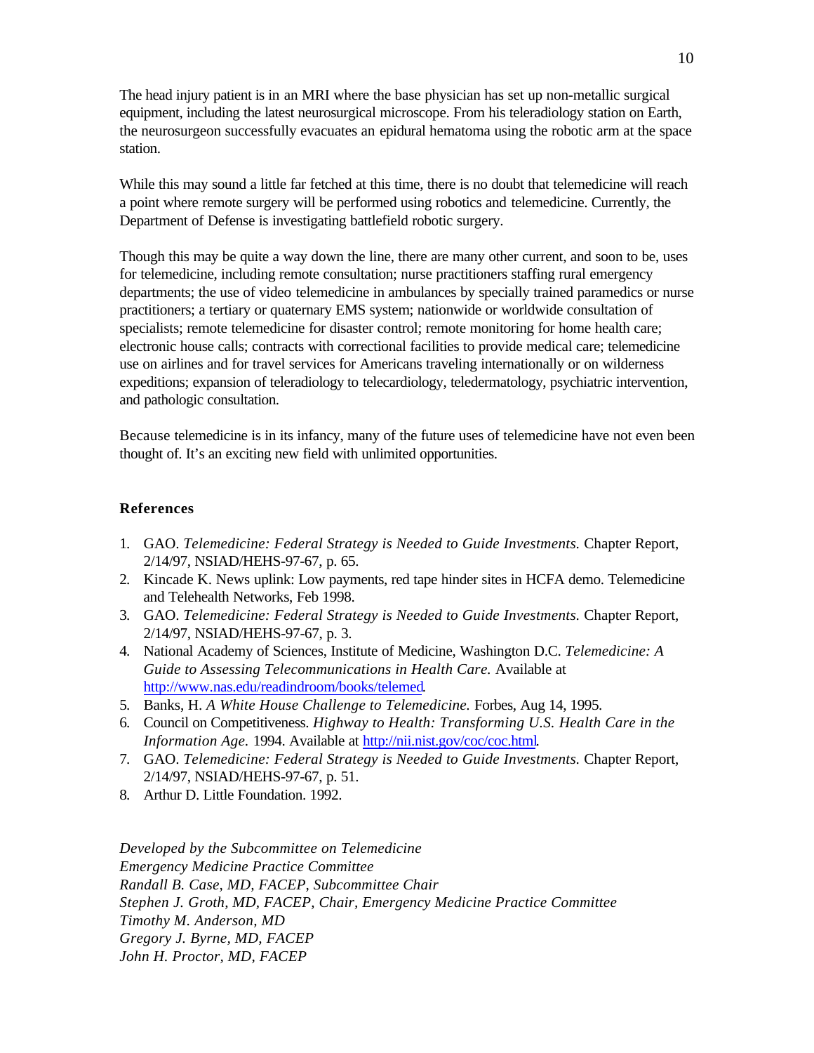The head injury patient is in an MRI where the base physician has set up non-metallic surgical equipment, including the latest neurosurgical microscope. From his teleradiology station on Earth, the neurosurgeon successfully evacuates an epidural hematoma using the robotic arm at the space station.

While this may sound a little far fetched at this time, there is no doubt that telemedicine will reach a point where remote surgery will be performed using robotics and telemedicine. Currently, the Department of Defense is investigating battlefield robotic surgery.

Though this may be quite a way down the line, there are many other current, and soon to be, uses for telemedicine, including remote consultation; nurse practitioners staffing rural emergency departments; the use of video telemedicine in ambulances by specially trained paramedics or nurse practitioners; a tertiary or quaternary EMS system; nationwide or worldwide consultation of specialists; remote telemedicine for disaster control; remote monitoring for home health care; electronic house calls; contracts with correctional facilities to provide medical care; telemedicine use on airlines and for travel services for Americans traveling internationally or on wilderness expeditions; expansion of teleradiology to telecardiology, teledermatology, psychiatric intervention, and pathologic consultation.

Because telemedicine is in its infancy, many of the future uses of telemedicine have not even been thought of. It's an exciting new field with unlimited opportunities.

## References

1. GAO. *Telemedicine: Federal Strategy is Needed to Guide Investments.* Chapter Report, 2/14/97, NSIAD/HEHS-97-67, p. 65.
2. Kincade K. News uplink: Low payments, red tape hinder sites in HCFA demo. Telemedicine and Telehealth Networks, Feb 1998.
3. GAO. *Telemedicine: Federal Strategy is Needed to Guide Investments.* Chapter Report, 2/14/97, NSIAD/HEHS-97-67, p. 3.
4. National Academy of Sciences, Institute of Medicine, Washington D.C. *Telemedicine: A Guide to Assessing Telecommunications in Health Care.* Available at http://www.nas.edu/readindroom/books/telemed.
5. Banks, H. *A White House Challenge to Telemedicine.* Forbes, Aug 14, 1995.
6. Council on Competitiveness. *Highway to Health: Transforming U.S. Health Care in the Information Age.* 1994. Available at http://nii.nist.gov/coc/coc.html.
7. GAO. *Telemedicine: Federal Strategy is Needed to Guide Investments.* Chapter Report, 2/14/97, NSIAD/HEHS-97-67, p. 51.
8. Arthur D. Little Foundation. 1992.

*Developed by the Subcommittee on Telemedicine*
*Emergency Medicine Practice Committee*
*Randall B. Case, MD, FACEP, Subcommittee Chair*
*Stephen J. Groth, MD, FACEP, Chair, Emergency Medicine Practice Committee*
*Timothy M. Anderson, MD*
*Gregory J. Byrne, MD, FACEP*
*John H. Proctor, MD, FACEP*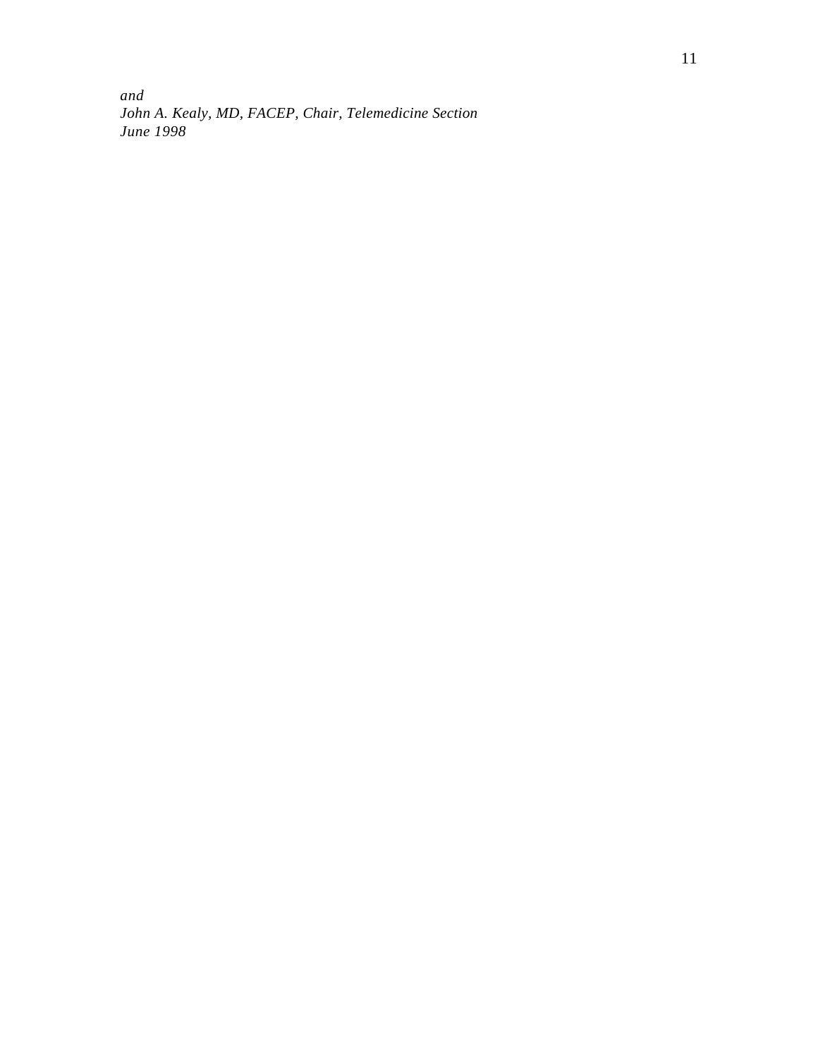*and*
*John A. Kealy, MD, FACEP, Chair, Telemedicine Section*
*June 1998*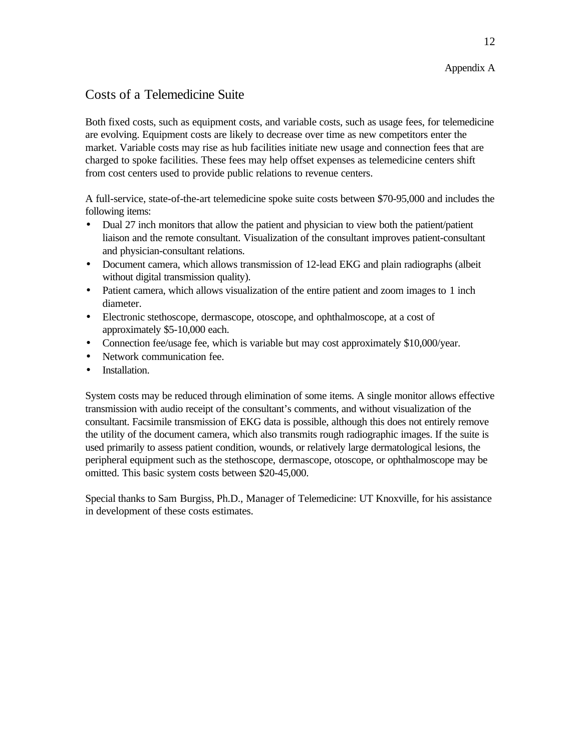Appendix A

## Costs of a Telemedicine Suite

Both fixed costs, such as equipment costs, and variable costs, such as usage fees, for telemedicine are evolving. Equipment costs are likely to decrease over time as new competitors enter the market. Variable costs may rise as hub facilities initiate new usage and connection fees that are charged to spoke facilities. These fees may help offset expenses as telemedicine centers shift from cost centers used to provide public relations to revenue centers.

A full-service, state-of-the-art telemedicine spoke suite costs between $70-95,000 and includes the following items:

- Dual 27 inch monitors that allow the patient and physician to view both the patient/patient liaison and the remote consultant. Visualization of the consultant improves patient-consultant and physician-consultant relations.
- Document camera, which allows transmission of 12-lead EKG and plain radiographs (albeit without digital transmission quality).
- Patient camera, which allows visualization of the entire patient and zoom images to 1 inch diameter.
- Electronic stethoscope, dermascope, otoscope, and ophthalmoscope, at a cost of approximately $5-10,000 each.
- Connection fee/usage fee, which is variable but may cost approximately $10,000/year.
- Network communication fee.
- Installation.

System costs may be reduced through elimination of some items. A single monitor allows effective transmission with audio receipt of the consultant's comments, and without visualization of the consultant. Facsimile transmission of EKG data is possible, although this does not entirely remove the utility of the document camera, which also transmits rough radiographic images. If the suite is used primarily to assess patient condition, wounds, or relatively large dermatological lesions, the peripheral equipment such as the stethoscope, dermascope, otoscope, or ophthalmoscope may be omitted. This basic system costs between $20-45,000.

Special thanks to Sam Burgiss, Ph.D., Manager of Telemedicine: UT Knoxville, for his assistance in development of these costs estimates.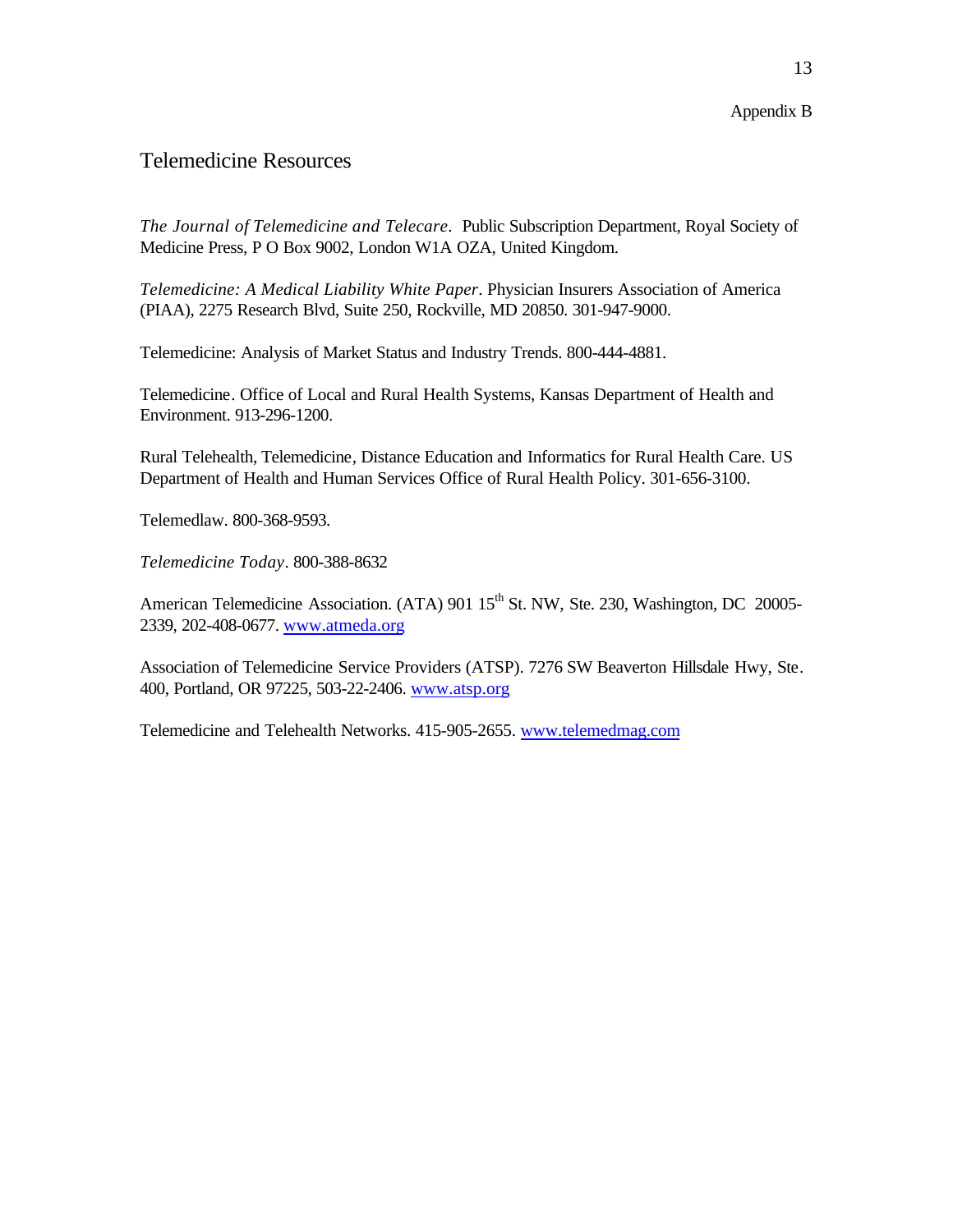Appendix B

# Telemedicine Resources

*The Journal of Telemedicine and Telecare*. Public Subscription Department, Royal Society of Medicine Press, P O Box 9002, London W1A OZA, United Kingdom.

*Telemedicine: A Medical Liability White Paper*. Physician Insurers Association of America (PIAA), 2275 Research Blvd, Suite 250, Rockville, MD 20850. 301-947-9000.

Telemedicine: Analysis of Market Status and Industry Trends. 800-444-4881.

Telemedicine. Office of Local and Rural Health Systems, Kansas Department of Health and Environment. 913-296-1200.

Rural Telehealth, Telemedicine, Distance Education and Informatics for Rural Health Care. US Department of Health and Human Services Office of Rural Health Policy. 301-656-3100.

Telemedlaw. 800-368-9593.

*Telemedicine Today*. 800-388-8632

American Telemedicine Association. (ATA) 901 15th St. NW, Ste. 230, Washington, DC 20005-2339, 202-408-0677. www.atmeda.org

Association of Telemedicine Service Providers (ATSP). 7276 SW Beaverton Hillsdale Hwy, Ste. 400, Portland, OR 97225, 503-22-2406. www.atsp.org

Telemedicine and Telehealth Networks. 415-905-2655. www.telemedmag.com